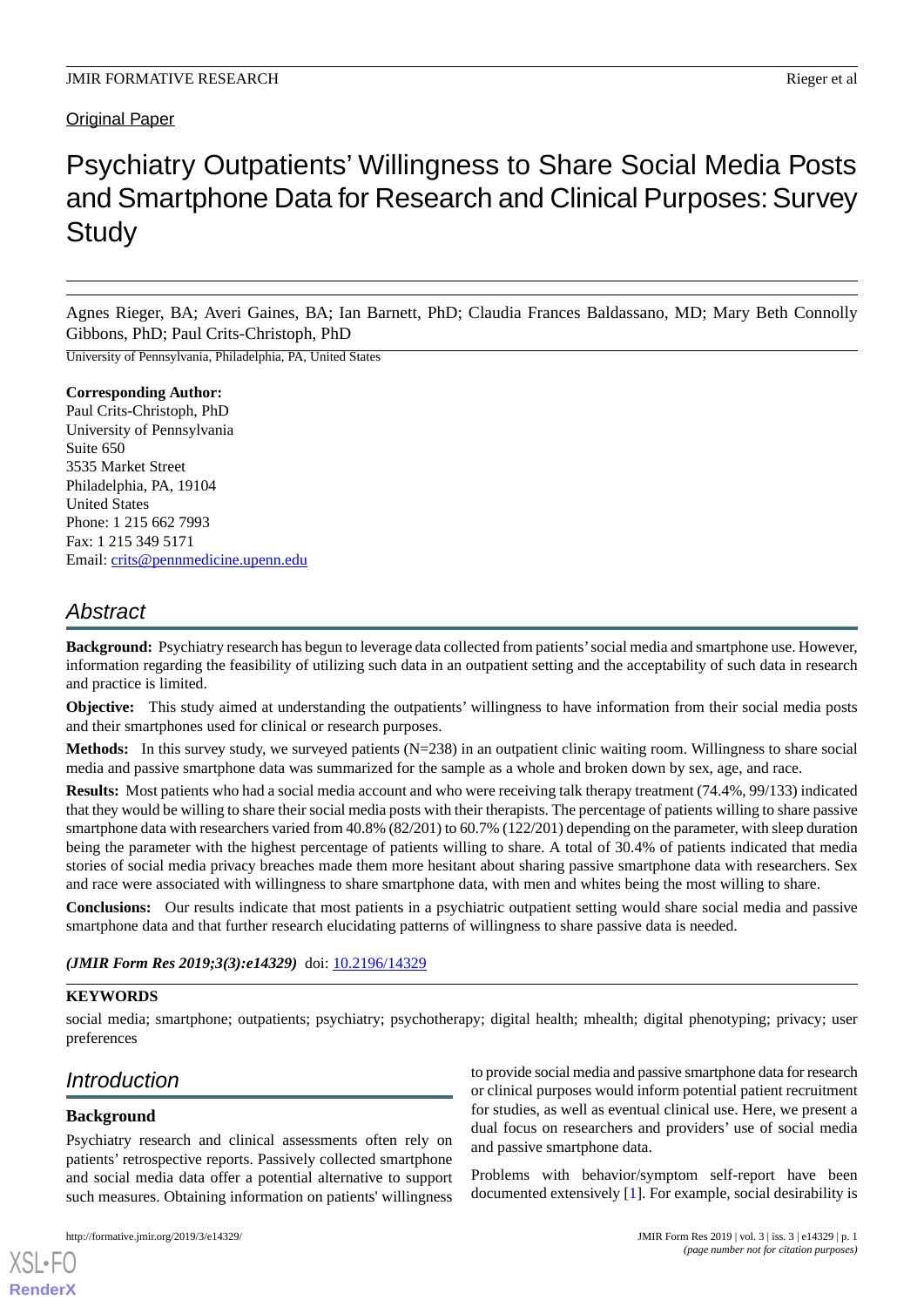Original Paper

# Psychiatry Outpatients' Willingness to Share Social Media Posts and Smartphone Data for Research and Clinical Purposes: Survey Study

Agnes Rieger, BA; Averi Gaines, BA; Ian Barnett, PhD; Claudia Frances Baldassano, MD; Mary Beth Connolly Gibbons, PhD; Paul Crits-Christoph, PhD

University of Pennsylvania, Philadelphia, PA, United States

**Corresponding Author:**
Paul Crits-Christoph, PhD
University of Pennsylvania
Suite 650
3535 Market Street
Philadelphia, PA, 19104
United States
Phone: 1 215 662 7993
Fax: 1 215 349 5171
Email: crits@pennmedicine.upenn.edu

## Abstract

**Background:** Psychiatry research has begun to leverage data collected from patients' social media and smartphone use. However, information regarding the feasibility of utilizing such data in an outpatient setting and the acceptability of such data in research and practice is limited.

**Objective:** This study aimed at understanding the outpatients' willingness to have information from their social media posts and their smartphones used for clinical or research purposes.

**Methods:** In this survey study, we surveyed patients (N=238) in an outpatient clinic waiting room. Willingness to share social media and passive smartphone data was summarized for the sample as a whole and broken down by sex, age, and race.

**Results:** Most patients who had a social media account and who were receiving talk therapy treatment (74.4%, 99/133) indicated that they would be willing to share their social media posts with their therapists. The percentage of patients willing to share passive smartphone data with researchers varied from 40.8% (82/201) to 60.7% (122/201) depending on the parameter, with sleep duration being the parameter with the highest percentage of patients willing to share. A total of 30.4% of patients indicated that media stories of social media privacy breaches made them more hesitant about sharing passive smartphone data with researchers. Sex and race were associated with willingness to share smartphone data, with men and whites being the most willing to share.

**Conclusions:** Our results indicate that most patients in a psychiatric outpatient setting would share social media and passive smartphone data and that further research elucidating patterns of willingness to share passive data is needed.

***(JMIR Form Res 2019;3(3):e14329)*** doi: 10.2196/14329

**KEYWORDS**

social media; smartphone; outpatients; psychiatry; psychotherapy; digital health; mhealth; digital phenotyping; privacy; user preferences

## Introduction

### Background

Psychiatry research and clinical assessments often rely on patients' retrospective reports. Passively collected smartphone and social media data offer a potential alternative to support such measures. Obtaining information on patients' willingness to provide social media and passive smartphone data for research or clinical purposes would inform potential patient recruitment for studies, as well as eventual clinical use. Here, we present a dual focus on researchers and providers' use of social media and passive smartphone data.

Problems with behavior/symptom self-report have been documented extensively [1]. For example, social desirability is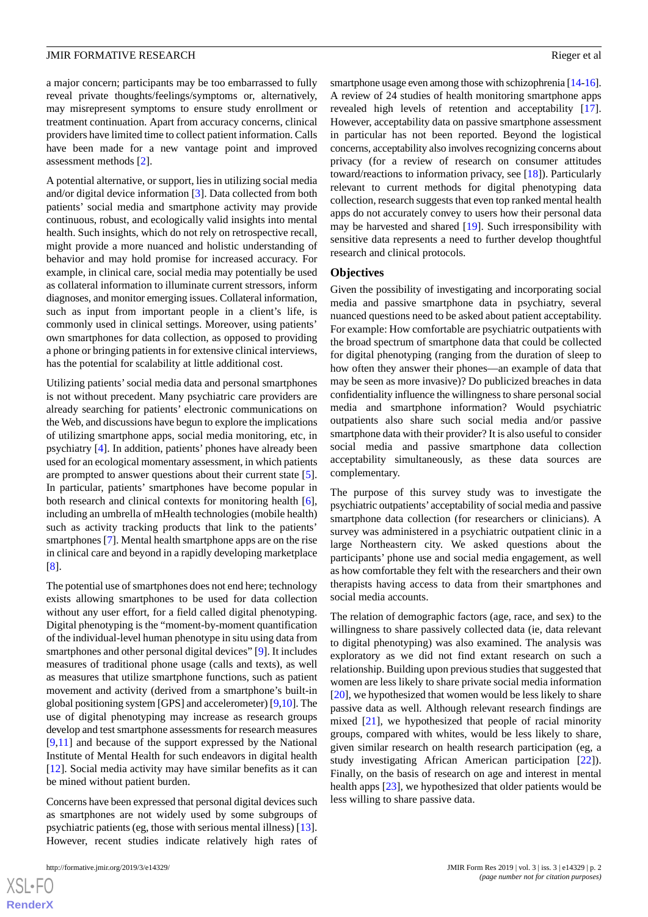a major concern; participants may be too embarrassed to fully reveal private thoughts/feelings/symptoms or, alternatively, may misrepresent symptoms to ensure study enrollment or treatment continuation. Apart from accuracy concerns, clinical providers have limited time to collect patient information. Calls have been made for a new vantage point and improved assessment methods [2].

A potential alternative, or support, lies in utilizing social media and/or digital device information [3]. Data collected from both patients' social media and smartphone activity may provide continuous, robust, and ecologically valid insights into mental health. Such insights, which do not rely on retrospective recall, might provide a more nuanced and holistic understanding of behavior and may hold promise for increased accuracy. For example, in clinical care, social media may potentially be used as collateral information to illuminate current stressors, inform diagnoses, and monitor emerging issues. Collateral information, such as input from important people in a client's life, is commonly used in clinical settings. Moreover, using patients' own smartphones for data collection, as opposed to providing a phone or bringing patients in for extensive clinical interviews, has the potential for scalability at little additional cost.

Utilizing patients' social media data and personal smartphones is not without precedent. Many psychiatric care providers are already searching for patients' electronic communications on the Web, and discussions have begun to explore the implications of utilizing smartphone apps, social media monitoring, etc, in psychiatry [4]. In addition, patients' phones have already been used for an ecological momentary assessment, in which patients are prompted to answer questions about their current state [5]. In particular, patients' smartphones have become popular in both research and clinical contexts for monitoring health [6], including an umbrella of mHealth technologies (mobile health) such as activity tracking products that link to the patients' smartphones [7]. Mental health smartphone apps are on the rise in clinical care and beyond in a rapidly developing marketplace [8].

The potential use of smartphones does not end here; technology exists allowing smartphones to be used for data collection without any user effort, for a field called digital phenotyping. Digital phenotyping is the "moment-by-moment quantification of the individual-level human phenotype in situ using data from smartphones and other personal digital devices" [9]. It includes measures of traditional phone usage (calls and texts), as well as measures that utilize smartphone functions, such as patient movement and activity (derived from a smartphone's built-in global positioning system [GPS] and accelerometer) [9,10]. The use of digital phenotyping may increase as research groups develop and test smartphone assessments for research measures [9,11] and because of the support expressed by the National Institute of Mental Health for such endeavors in digital health [12]. Social media activity may have similar benefits as it can be mined without patient burden.

Concerns have been expressed that personal digital devices such as smartphones are not widely used by some subgroups of psychiatric patients (eg, those with serious mental illness) [13]. However, recent studies indicate relatively high rates of smartphone usage even among those with schizophrenia [14-16]. A review of 24 studies of health monitoring smartphone apps revealed high levels of retention and acceptability [17]. However, acceptability data on passive smartphone assessment in particular has not been reported. Beyond the logistical concerns, acceptability also involves recognizing concerns about privacy (for a review of research on consumer attitudes toward/reactions to information privacy, see [18]). Particularly relevant to current methods for digital phenotyping data collection, research suggests that even top ranked mental health apps do not accurately convey to users how their personal data may be harvested and shared [19]. Such irresponsibility with sensitive data represents a need to further develop thoughtful research and clinical protocols.

## Objectives

Given the possibility of investigating and incorporating social media and passive smartphone data in psychiatry, several nuanced questions need to be asked about patient acceptability. For example: How comfortable are psychiatric outpatients with the broad spectrum of smartphone data that could be collected for digital phenotyping (ranging from the duration of sleep to how often they answer their phones—an example of data that may be seen as more invasive)? Do publicized breaches in data confidentiality influence the willingness to share personal social media and smartphone information? Would psychiatric outpatients also share such social media and/or passive smartphone data with their provider? It is also useful to consider social media and passive smartphone data collection acceptability simultaneously, as these data sources are complementary.

The purpose of this survey study was to investigate the psychiatric outpatients' acceptability of social media and passive smartphone data collection (for researchers or clinicians). A survey was administered in a psychiatric outpatient clinic in a large Northeastern city. We asked questions about the participants' phone use and social media engagement, as well as how comfortable they felt with the researchers and their own therapists having access to data from their smartphones and social media accounts.

The relation of demographic factors (age, race, and sex) to the willingness to share passively collected data (ie, data relevant to digital phenotyping) was also examined. The analysis was exploratory as we did not find extant research on such a relationship. Building upon previous studies that suggested that women are less likely to share private social media information [20], we hypothesized that women would be less likely to share passive data as well. Although relevant research findings are mixed [21], we hypothesized that people of racial minority groups, compared with whites, would be less likely to share, given similar research on health research participation (eg, a study investigating African American participation [22]). Finally, on the basis of research on age and interest in mental health apps [23], we hypothesized that older patients would be less willing to share passive data.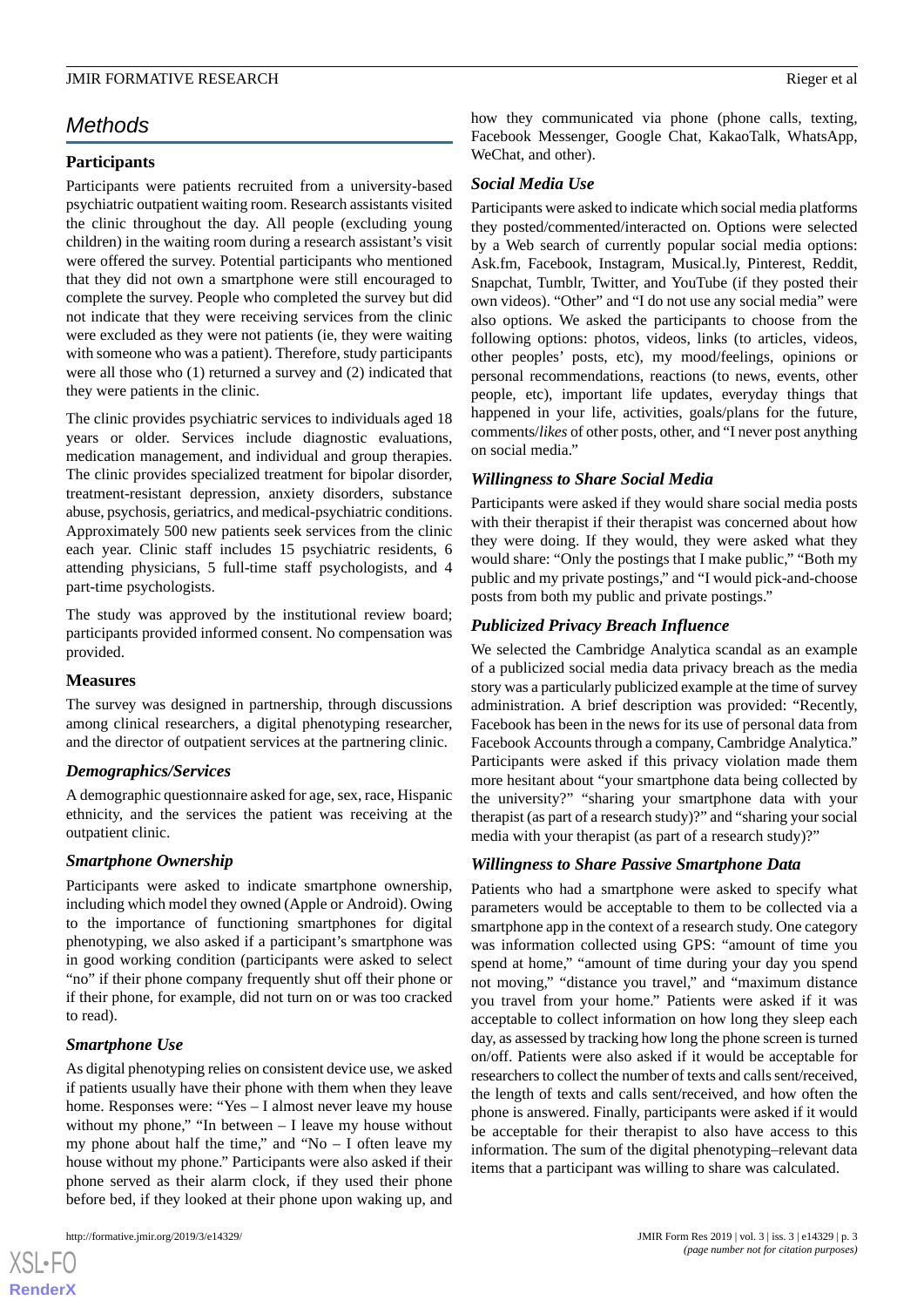## Methods

### Participants

Participants were patients recruited from a university-based psychiatric outpatient waiting room. Research assistants visited the clinic throughout the day. All people (excluding young children) in the waiting room during a research assistant's visit were offered the survey. Potential participants who mentioned that they did not own a smartphone were still encouraged to complete the survey. People who completed the survey but did not indicate that they were receiving services from the clinic were excluded as they were not patients (ie, they were waiting with someone who was a patient). Therefore, study participants were all those who (1) returned a survey and (2) indicated that they were patients in the clinic.

The clinic provides psychiatric services to individuals aged 18 years or older. Services include diagnostic evaluations, medication management, and individual and group therapies. The clinic provides specialized treatment for bipolar disorder, treatment-resistant depression, anxiety disorders, substance abuse, psychosis, geriatrics, and medical-psychiatric conditions. Approximately 500 new patients seek services from the clinic each year. Clinic staff includes 15 psychiatric residents, 6 attending physicians, 5 full-time staff psychologists, and 4 part-time psychologists.

The study was approved by the institutional review board; participants provided informed consent. No compensation was provided.

### Measures

The survey was designed in partnership, through discussions among clinical researchers, a digital phenotyping researcher, and the director of outpatient services at the partnering clinic.

#### *Demographics/Services*

A demographic questionnaire asked for age, sex, race, Hispanic ethnicity, and the services the patient was receiving at the outpatient clinic.

#### *Smartphone Ownership*

Participants were asked to indicate smartphone ownership, including which model they owned (Apple or Android). Owing to the importance of functioning smartphones for digital phenotyping, we also asked if a participant's smartphone was in good working condition (participants were asked to select "no" if their phone company frequently shut off their phone or if their phone, for example, did not turn on or was too cracked to read).

#### *Smartphone Use*

As digital phenotyping relies on consistent device use, we asked if patients usually have their phone with them when they leave home. Responses were: "Yes – I almost never leave my house without my phone," "In between – I leave my house without my phone about half the time," and "No – I often leave my house without my phone." Participants were also asked if their phone served as their alarm clock, if they used their phone before bed, if they looked at their phone upon waking up, and how they communicated via phone (phone calls, texting, Facebook Messenger, Google Chat, KakaoTalk, WhatsApp, WeChat, and other).

#### *Social Media Use*

Participants were asked to indicate which social media platforms they posted/commented/interacted on. Options were selected by a Web search of currently popular social media options: Ask.fm, Facebook, Instagram, Musical.ly, Pinterest, Reddit, Snapchat, Tumblr, Twitter, and YouTube (if they posted their own videos). "Other" and "I do not use any social media" were also options. We asked the participants to choose from the following options: photos, videos, links (to articles, videos, other peoples' posts, etc), my mood/feelings, opinions or personal recommendations, reactions (to news, events, other people, etc), important life updates, everyday things that happened in your life, activities, goals/plans for the future, comments/*likes* of other posts, other, and "I never post anything on social media."

#### *Willingness to Share Social Media*

Participants were asked if they would share social media posts with their therapist if their therapist was concerned about how they were doing. If they would, they were asked what they would share: "Only the postings that I make public," "Both my public and my private postings," and "I would pick-and-choose posts from both my public and private postings."

#### *Publicized Privacy Breach Influence*

We selected the Cambridge Analytica scandal as an example of a publicized social media data privacy breach as the media story was a particularly publicized example at the time of survey administration. A brief description was provided: "Recently, Facebook has been in the news for its use of personal data from Facebook Accounts through a company, Cambridge Analytica." Participants were asked if this privacy violation made them more hesitant about "your smartphone data being collected by the university?" "sharing your smartphone data with your therapist (as part of a research study)?" and "sharing your social media with your therapist (as part of a research study)?"

#### *Willingness to Share Passive Smartphone Data*

Patients who had a smartphone were asked to specify what parameters would be acceptable to them to be collected via a smartphone app in the context of a research study. One category was information collected using GPS: "amount of time you spend at home," "amount of time during your day you spend not moving," "distance you travel," and "maximum distance you travel from your home." Patients were asked if it was acceptable to collect information on how long they sleep each day, as assessed by tracking how long the phone screen is turned on/off. Patients were also asked if it would be acceptable for researchers to collect the number of texts and calls sent/received, the length of texts and calls sent/received, and how often the phone is answered. Finally, participants were asked if it would be acceptable for their therapist to also have access to this information. The sum of the digital phenotyping–relevant data items that a participant was willing to share was calculated.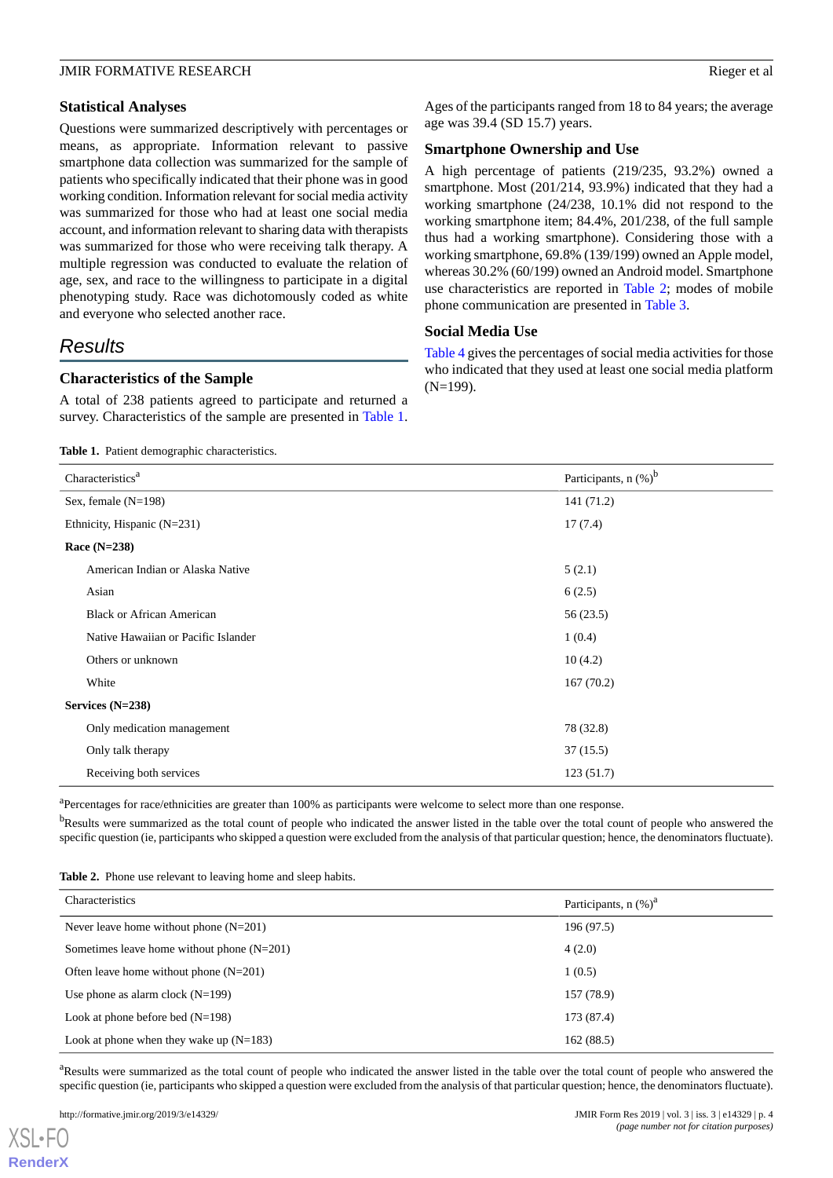### Statistical Analyses

Questions were summarized descriptively with percentages or means, as appropriate. Information relevant to passive smartphone data collection was summarized for the sample of patients who specifically indicated that their phone was in good working condition. Information relevant for social media activity was summarized for those who had at least one social media account, and information relevant to sharing data with therapists was summarized for those who were receiving talk therapy. A multiple regression was conducted to evaluate the relation of age, sex, and race to the willingness to participate in a digital phenotyping study. Race was dichotomously coded as white and everyone who selected another race.

## Results

### Characteristics of the Sample

A total of 238 patients agreed to participate and returned a survey. Characteristics of the sample are presented in Table 1. Ages of the participants ranged from 18 to 84 years; the average age was 39.4 (SD 15.7) years.

### Smartphone Ownership and Use

A high percentage of patients (219/235, 93.2%) owned a smartphone. Most (201/214, 93.9%) indicated that they had a working smartphone (24/238, 10.1% did not respond to the working smartphone item; 84.4%, 201/238, of the full sample thus had a working smartphone). Considering those with a working smartphone, 69.8% (139/199) owned an Apple model, whereas 30.2% (60/199) owned an Android model. Smartphone use characteristics are reported in Table 2; modes of mobile phone communication are presented in Table 3.

### Social Media Use

Table 4 gives the percentages of social media activities for those who indicated that they used at least one social media platform (N=199).

**Table 1.** Patient demographic characteristics.

| Characteristics[a] | Participants, n (%)[b] |
|---|---|
| Sex, female (N=198) | 141 (71.2) |
| Ethnicity, Hispanic (N=231) | 17 (7.4) |
| **Race (N=238)** | |
| American Indian or Alaska Native | 5 (2.1) |
| Asian | 6 (2.5) |
| Black or African American | 56 (23.5) |
| Native Hawaiian or Pacific Islander | 1 (0.4) |
| Others or unknown | 10 (4.2) |
| White | 167 (70.2) |
| **Services (N=238)** | |
| Only medication management | 78 (32.8) |
| Only talk therapy | 37 (15.5) |
| Receiving both services | 123 (51.7) |

[a]Percentages for race/ethnicities are greater than 100% as participants were welcome to select more than one response.

[b]Results were summarized as the total count of people who indicated the answer listed in the table over the total count of people who answered the specific question (ie, participants who skipped a question were excluded from the analysis of that particular question; hence, the denominators fluctuate).

**Table 2.** Phone use relevant to leaving home and sleep habits.

| Characteristics | Participants, n (%)[a] |
|---|---|
| Never leave home without phone (N=201) | 196 (97.5) |
| Sometimes leave home without phone (N=201) | 4 (2.0) |
| Often leave home without phone (N=201) | 1 (0.5) |
| Use phone as alarm clock (N=199) | 157 (78.9) |
| Look at phone before bed (N=198) | 173 (87.4) |
| Look at phone when they wake up (N=183) | 162 (88.5) |

[a]Results were summarized as the total count of people who indicated the answer listed in the table over the total count of people who answered the specific question (ie, participants who skipped a question were excluded from the analysis of that particular question; hence, the denominators fluctuate).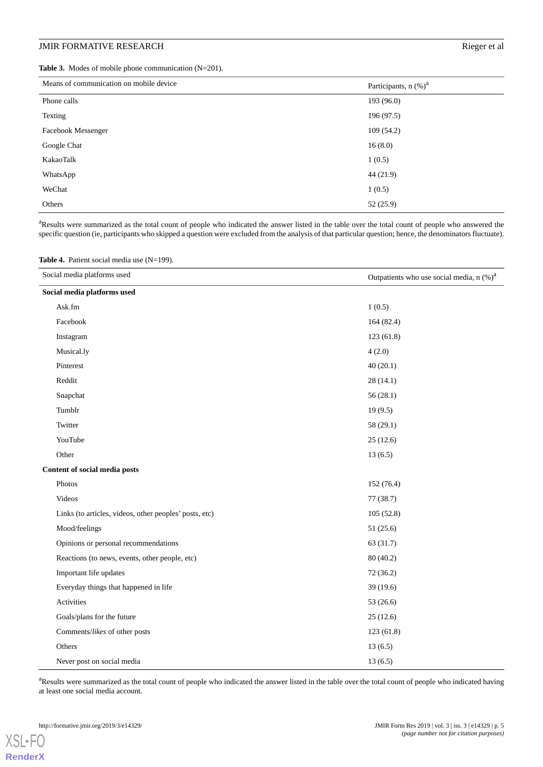**Table 3.** Modes of mobile phone communication (N=201).

| Means of communication on mobile device | Participants, n (%)[a] |
| --- | --- |
| Phone calls | 193 (96.0) |
| Texting | 196 (97.5) |
| Facebook Messenger | 109 (54.2) |
| Google Chat | 16 (8.0) |
| KakaoTalk | 1 (0.5) |
| WhatsApp | 44 (21.9) |
| WeChat | 1 (0.5) |
| Others | 52 (25.9) |

[a]Results were summarized as the total count of people who indicated the answer listed in the table over the total count of people who answered the specific question (ie, participants who skipped a question were excluded from the analysis of that particular question; hence, the denominators fluctuate).

**Table 4.** Patient social media use (N=199).

| Social media platforms used | Outpatients who use social media, n (%)[a] |
| --- | --- |
| **Social media platforms used** | |
| Ask.fm | 1 (0.5) |
| Facebook | 164 (82.4) |
| Instagram | 123 (61.8) |
| Musical.ly | 4 (2.0) |
| Pinterest | 40 (20.1) |
| Reddit | 28 (14.1) |
| Snapchat | 56 (28.1) |
| Tumblr | 19 (9.5) |
| Twitter | 58 (29.1) |
| YouTube | 25 (12.6) |
| Other | 13 (6.5) |
| **Content of social media posts** | |
| Photos | 152 (76.4) |
| Videos | 77 (38.7) |
| Links (to articles, videos, other peoples' posts, etc) | 105 (52.8) |
| Mood/feelings | 51 (25.6) |
| Opinions or personal recommendations | 63 (31.7) |
| Reactions (to news, events, other people, etc) | 80 (40.2) |
| Important life updates | 72 (36.2) |
| Everyday things that happened in life | 39 (19.6) |
| Activities | 53 (26.6) |
| Goals/plans for the future | 25 (12.6) |
| Comments/*likes* of other posts | 123 (61.8) |
| Others | 13 (6.5) |
| Never post on social media | 13 (6.5) |

[a]Results were summarized as the total count of people who indicated the answer listed in the table over the total count of people who indicated having at least one social media account.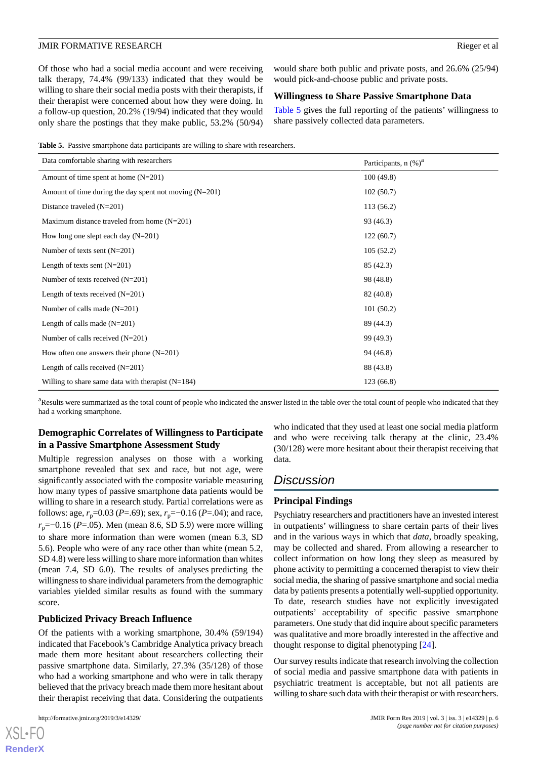Of those who had a social media account and were receiving talk therapy, 74.4% (99/133) indicated that they would be willing to share their social media posts with their therapists, if their therapist were concerned about how they were doing. In a follow-up question, 20.2% (19/94) indicated that they would only share the postings that they make public, 53.2% (50/94) would share both public and private posts, and 26.6% (25/94) would pick-and-choose public and private posts.

### Willingness to Share Passive Smartphone Data

Table 5 gives the full reporting of the patients' willingness to share passively collected data parameters.

**Table 5.** Passive smartphone data participants are willing to share with researchers.

| Data comfortable sharing with researchers | Participants, n (%)[a] |
|---|---|
| Amount of time spent at home (N=201) | 100 (49.8) |
| Amount of time during the day spent not moving (N=201) | 102 (50.7) |
| Distance traveled (N=201) | 113 (56.2) |
| Maximum distance traveled from home (N=201) | 93 (46.3) |
| How long one slept each day (N=201) | 122 (60.7) |
| Number of texts sent (N=201) | 105 (52.2) |
| Length of texts sent (N=201) | 85 (42.3) |
| Number of texts received (N=201) | 98 (48.8) |
| Length of texts received (N=201) | 82 (40.8) |
| Number of calls made (N=201) | 101 (50.2) |
| Length of calls made (N=201) | 89 (44.3) |
| Number of calls received (N=201) | 99 (49.3) |
| How often one answers their phone (N=201) | 94 (46.8) |
| Length of calls received (N=201) | 88 (43.8) |
| Willing to share same data with therapist (N=184) | 123 (66.8) |

[a]Results were summarized as the total count of people who indicated the answer listed in the table over the total count of people who indicated that they had a working smartphone.

### Demographic Correlates of Willingness to Participate in a Passive Smartphone Assessment Study

Multiple regression analyses on those with a working smartphone revealed that sex and race, but not age, were significantly associated with the composite variable measuring how many types of passive smartphone data patients would be willing to share in a research study. Partial correlations were as follows: age, $r_p$=0.03 (*P*=.69); sex, $r_p$=−0.16 (*P*=.04); and race, $r_p$=−0.16 (*P*=.05). Men (mean 8.6, SD 5.9) were more willing to share more information than were women (mean 6.3, SD 5.6). People who were of any race other than white (mean 5.2, SD 4.8) were less willing to share more information than whites (mean 7.4, SD 6.0). The results of analyses predicting the willingness to share individual parameters from the demographic variables yielded similar results as found with the summary score.

### Publicized Privacy Breach Influence

Of the patients with a working smartphone, 30.4% (59/194) indicated that Facebook's Cambridge Analytica privacy breach made them more hesitant about researchers collecting their passive smartphone data. Similarly, 27.3% (35/128) of those who had a working smartphone and who were in talk therapy believed that the privacy breach made them more hesitant about their therapist receiving that data. Considering the outpatients who indicated that they used at least one social media platform and who were receiving talk therapy at the clinic, 23.4% (30/128) were more hesitant about their therapist receiving that data.

## Discussion

### Principal Findings

Psychiatry researchers and practitioners have an invested interest in outpatients' willingness to share certain parts of their lives and in the various ways in which that *data*, broadly speaking, may be collected and shared. From allowing a researcher to collect information on how long they sleep as measured by phone activity to permitting a concerned therapist to view their social media, the sharing of passive smartphone and social media data by patients presents a potentially well-supplied opportunity. To date, research studies have not explicitly investigated outpatients' acceptability of specific passive smartphone parameters. One study that did inquire about specific parameters was qualitative and more broadly interested in the affective and thought response to digital phenotyping [24].

Our survey results indicate that research involving the collection of social media and passive smartphone data with patients in psychiatric treatment is acceptable, but not all patients are willing to share such data with their therapist or with researchers.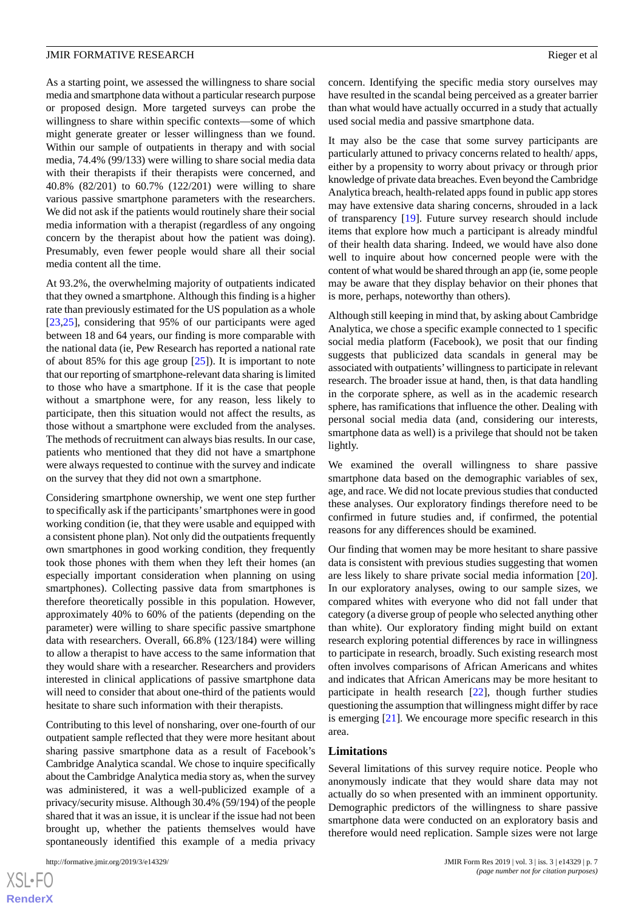As a starting point, we assessed the willingness to share social media and smartphone data without a particular research purpose or proposed design. More targeted surveys can probe the willingness to share within specific contexts—some of which might generate greater or lesser willingness than we found. Within our sample of outpatients in therapy and with social media, 74.4% (99/133) were willing to share social media data with their therapists if their therapists were concerned, and 40.8% (82/201) to 60.7% (122/201) were willing to share various passive smartphone parameters with the researchers. We did not ask if the patients would routinely share their social media information with a therapist (regardless of any ongoing concern by the therapist about how the patient was doing). Presumably, even fewer people would share all their social media content all the time.

At 93.2%, the overwhelming majority of outpatients indicated that they owned a smartphone. Although this finding is a higher rate than previously estimated for the US population as a whole [23,25], considering that 95% of our participants were aged between 18 and 64 years, our finding is more comparable with the national data (ie, Pew Research has reported a national rate of about 85% for this age group [25]). It is important to note that our reporting of smartphone-relevant data sharing is limited to those who have a smartphone. If it is the case that people without a smartphone were, for any reason, less likely to participate, then this situation would not affect the results, as those without a smartphone were excluded from the analyses. The methods of recruitment can always bias results. In our case, patients who mentioned that they did not have a smartphone were always requested to continue with the survey and indicate on the survey that they did not own a smartphone.

Considering smartphone ownership, we went one step further to specifically ask if the participants' smartphones were in good working condition (ie, that they were usable and equipped with a consistent phone plan). Not only did the outpatients frequently own smartphones in good working condition, they frequently took those phones with them when they left their homes (an especially important consideration when planning on using smartphones). Collecting passive data from smartphones is therefore theoretically possible in this population. However, approximately 40% to 60% of the patients (depending on the parameter) were willing to share specific passive smartphone data with researchers. Overall, 66.8% (123/184) were willing to allow a therapist to have access to the same information that they would share with a researcher. Researchers and providers interested in clinical applications of passive smartphone data will need to consider that about one-third of the patients would hesitate to share such information with their therapists.

Contributing to this level of nonsharing, over one-fourth of our outpatient sample reflected that they were more hesitant about sharing passive smartphone data as a result of Facebook's Cambridge Analytica scandal. We chose to inquire specifically about the Cambridge Analytica media story as, when the survey was administered, it was a well-publicized example of a privacy/security misuse. Although 30.4% (59/194) of the people shared that it was an issue, it is unclear if the issue had not been brought up, whether the patients themselves would have spontaneously identified this example of a media privacy concern. Identifying the specific media story ourselves may have resulted in the scandal being perceived as a greater barrier than what would have actually occurred in a study that actually used social media and passive smartphone data.

It may also be the case that some survey participants are particularly attuned to privacy concerns related to health/ apps, either by a propensity to worry about privacy or through prior knowledge of private data breaches. Even beyond the Cambridge Analytica breach, health-related apps found in public app stores may have extensive data sharing concerns, shrouded in a lack of transparency [19]. Future survey research should include items that explore how much a participant is already mindful of their health data sharing. Indeed, we would have also done well to inquire about how concerned people were with the content of what would be shared through an app (ie, some people may be aware that they display behavior on their phones that is more, perhaps, noteworthy than others).

Although still keeping in mind that, by asking about Cambridge Analytica, we chose a specific example connected to 1 specific social media platform (Facebook), we posit that our finding suggests that publicized data scandals in general may be associated with outpatients' willingness to participate in relevant research. The broader issue at hand, then, is that data handling in the corporate sphere, as well as in the academic research sphere, has ramifications that influence the other. Dealing with personal social media data (and, considering our interests, smartphone data as well) is a privilege that should not be taken lightly.

We examined the overall willingness to share passive smartphone data based on the demographic variables of sex, age, and race. We did not locate previous studies that conducted these analyses. Our exploratory findings therefore need to be confirmed in future studies and, if confirmed, the potential reasons for any differences should be examined.

Our finding that women may be more hesitant to share passive data is consistent with previous studies suggesting that women are less likely to share private social media information [20]. In our exploratory analyses, owing to our sample sizes, we compared whites with everyone who did not fall under that category (a diverse group of people who selected anything other than white). Our exploratory finding might build on extant research exploring potential differences by race in willingness to participate in research, broadly. Such existing research most often involves comparisons of African Americans and whites and indicates that African Americans may be more hesitant to participate in health research [22], though further studies questioning the assumption that willingness might differ by race is emerging [21]. We encourage more specific research in this area.

## Limitations

Several limitations of this survey require notice. People who anonymously indicate that they would share data may not actually do so when presented with an imminent opportunity. Demographic predictors of the willingness to share passive smartphone data were conducted on an exploratory basis and therefore would need replication. Sample sizes were not large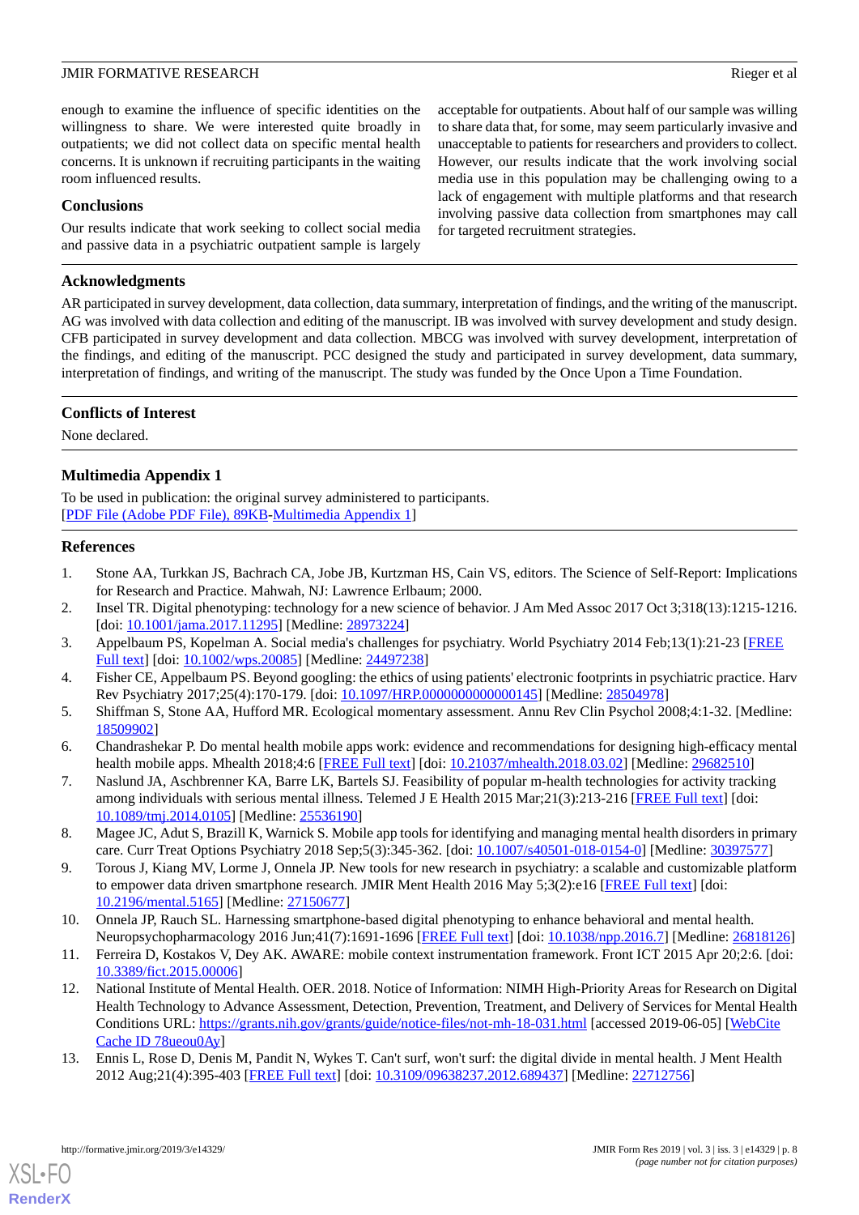enough to examine the influence of specific identities on the willingness to share. We were interested quite broadly in outpatients; we did not collect data on specific mental health concerns. It is unknown if recruiting participants in the waiting room influenced results.

### Conclusions

Our results indicate that work seeking to collect social media and passive data in a psychiatric outpatient sample is largely acceptable for outpatients. About half of our sample was willing to share data that, for some, may seem particularly invasive and unacceptable to patients for researchers and providers to collect. However, our results indicate that the work involving social media use in this population may be challenging owing to a lack of engagement with multiple platforms and that research involving passive data collection from smartphones may call for targeted recruitment strategies.

## Acknowledgments

AR participated in survey development, data collection, data summary, interpretation of findings, and the writing of the manuscript. AG was involved with data collection and editing of the manuscript. IB was involved with survey development and study design. CFB participated in survey development and data collection. MBCG was involved with survey development, interpretation of the findings, and editing of the manuscript. PCC designed the study and participated in survey development, data summary, interpretation of findings, and writing of the manuscript. The study was funded by the Once Upon a Time Foundation.

## Conflicts of Interest

None declared.

## Multimedia Appendix 1

To be used in publication: the original survey administered to participants.
[PDF File (Adobe PDF File), 89KB-Multimedia Appendix 1]

## References

1. Stone AA, Turkkan JS, Bachrach CA, Jobe JB, Kurtzman HS, Cain VS, editors. The Science of Self-Report: Implications for Research and Practice. Mahwah, NJ: Lawrence Erlbaum; 2000.
2. Insel TR. Digital phenotyping: technology for a new science of behavior. J Am Med Assoc 2017 Oct 3;318(13):1215-1216. [doi: 10.1001/jama.2017.11295] [Medline: 28973224]
3. Appelbaum PS, Kopelman A. Social media's challenges for psychiatry. World Psychiatry 2014 Feb;13(1):21-23 [FREE Full text] [doi: 10.1002/wps.20085] [Medline: 24497238]
4. Fisher CE, Appelbaum PS. Beyond googling: the ethics of using patients' electronic footprints in psychiatric practice. Harv Rev Psychiatry 2017;25(4):170-179. [doi: 10.1097/HRP.0000000000000145] [Medline: 28504978]
5. Shiffman S, Stone AA, Hufford MR. Ecological momentary assessment. Annu Rev Clin Psychol 2008;4:1-32. [Medline: 18509902]
6. Chandrashekar P. Do mental health mobile apps work: evidence and recommendations for designing high-efficacy mental health mobile apps. Mhealth 2018;4:6 [FREE Full text] [doi: 10.21037/mhealth.2018.03.02] [Medline: 29682510]
7. Naslund JA, Aschbrenner KA, Barre LK, Bartels SJ. Feasibility of popular m-health technologies for activity tracking among individuals with serious mental illness. Telemed J E Health 2015 Mar;21(3):213-216 [FREE Full text] [doi: 10.1089/tmj.2014.0105] [Medline: 25536190]
8. Magee JC, Adut S, Brazill K, Warnick S. Mobile app tools for identifying and managing mental health disorders in primary care. Curr Treat Options Psychiatry 2018 Sep;5(3):345-362. [doi: 10.1007/s40501-018-0154-0] [Medline: 30397577]
9. Torous J, Kiang MV, Lorme J, Onnela JP. New tools for new research in psychiatry: a scalable and customizable platform to empower data driven smartphone research. JMIR Ment Health 2016 May 5;3(2):e16 [FREE Full text] [doi: 10.2196/mental.5165] [Medline: 27150677]
10. Onnela JP, Rauch SL. Harnessing smartphone-based digital phenotyping to enhance behavioral and mental health. Neuropsychopharmacology 2016 Jun;41(7):1691-1696 [FREE Full text] [doi: 10.1038/npp.2016.7] [Medline: 26818126]
11. Ferreira D, Kostakos V, Dey AK. AWARE: mobile context instrumentation framework. Front ICT 2015 Apr 20;2:6. [doi: 10.3389/fict.2015.00006]
12. National Institute of Mental Health. OER. 2018. Notice of Information: NIMH High-Priority Areas for Research on Digital Health Technology to Advance Assessment, Detection, Prevention, Treatment, and Delivery of Services for Mental Health Conditions URL: https://grants.nih.gov/grants/guide/notice-files/not-mh-18-031.html [accessed 2019-06-05] [WebCite Cache ID 78ueou0Ay]
13. Ennis L, Rose D, Denis M, Pandit N, Wykes T. Can't surf, won't surf: the digital divide in mental health. J Ment Health 2012 Aug;21(4):395-403 [FREE Full text] [doi: 10.3109/09638237.2012.689437] [Medline: 22712756]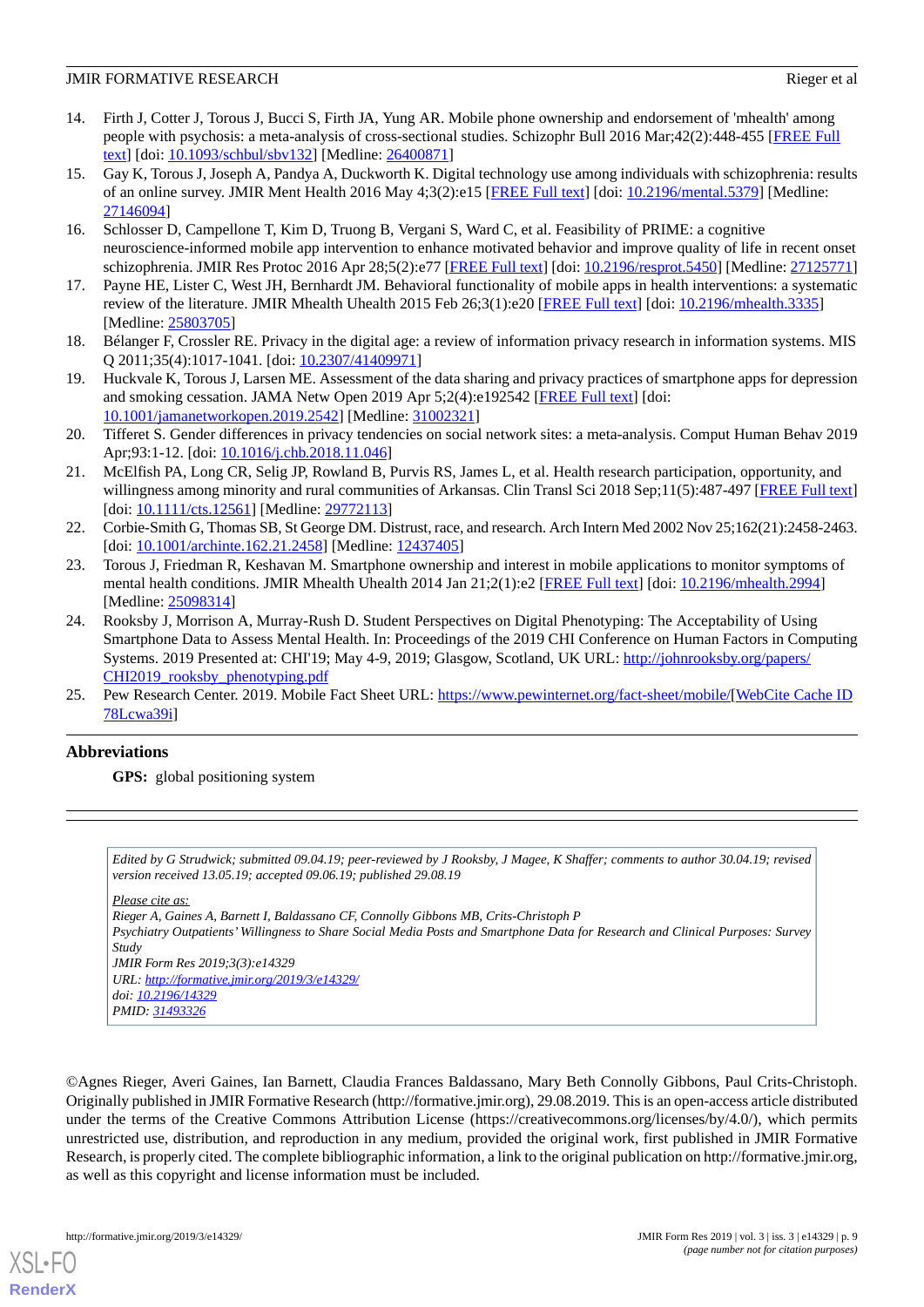14. Firth J, Cotter J, Torous J, Bucci S, Firth JA, Yung AR. Mobile phone ownership and endorsement of 'mhealth' among people with psychosis: a meta-analysis of cross-sectional studies. Schizophr Bull 2016 Mar;42(2):448-455 [FREE Full text] [doi: 10.1093/schbul/sbv132] [Medline: 26400871]
15. Gay K, Torous J, Joseph A, Pandya A, Duckworth K. Digital technology use among individuals with schizophrenia: results of an online survey. JMIR Ment Health 2016 May 4;3(2):e15 [FREE Full text] [doi: 10.2196/mental.5379] [Medline: 27146094]
16. Schlosser D, Campellone T, Kim D, Truong B, Vergani S, Ward C, et al. Feasibility of PRIME: a cognitive neuroscience-informed mobile app intervention to enhance motivated behavior and improve quality of life in recent onset schizophrenia. JMIR Res Protoc 2016 Apr 28;5(2):e77 [FREE Full text] [doi: 10.2196/resprot.5450] [Medline: 27125771]
17. Payne HE, Lister C, West JH, Bernhardt JM. Behavioral functionality of mobile apps in health interventions: a systematic review of the literature. JMIR Mhealth Uhealth 2015 Feb 26;3(1):e20 [FREE Full text] [doi: 10.2196/mhealth.3335] [Medline: 25803705]
18. Bélanger F, Crossler RE. Privacy in the digital age: a review of information privacy research in information systems. MIS Q 2011;35(4):1017-1041. [doi: 10.2307/41409971]
19. Huckvale K, Torous J, Larsen ME. Assessment of the data sharing and privacy practices of smartphone apps for depression and smoking cessation. JAMA Netw Open 2019 Apr 5;2(4):e192542 [FREE Full text] [doi: 10.1001/jamanetworkopen.2019.2542] [Medline: 31002321]
20. Tifferet S. Gender differences in privacy tendencies on social network sites: a meta-analysis. Comput Human Behav 2019 Apr;93:1-12. [doi: 10.1016/j.chb.2018.11.046]
21. McElfish PA, Long CR, Selig JP, Rowland B, Purvis RS, James L, et al. Health research participation, opportunity, and willingness among minority and rural communities of Arkansas. Clin Transl Sci 2018 Sep;11(5):487-497 [FREE Full text] [doi: 10.1111/cts.12561] [Medline: 29772113]
22. Corbie-Smith G, Thomas SB, St George DM. Distrust, race, and research. Arch Intern Med 2002 Nov 25;162(21):2458-2463. [doi: 10.1001/archinte.162.21.2458] [Medline: 12437405]
23. Torous J, Friedman R, Keshavan M. Smartphone ownership and interest in mobile applications to monitor symptoms of mental health conditions. JMIR Mhealth Uhealth 2014 Jan 21;2(1):e2 [FREE Full text] [doi: 10.2196/mhealth.2994] [Medline: 25098314]
24. Rooksby J, Morrison A, Murray-Rush D. Student Perspectives on Digital Phenotyping: The Acceptability of Using Smartphone Data to Assess Mental Health. In: Proceedings of the 2019 CHI Conference on Human Factors in Computing Systems. 2019 Presented at: CHI'19; May 4-9, 2019; Glasgow, Scotland, UK URL: http://johnrooksby.org/papers/CHI2019_rooksby_phenotyping.pdf
25. Pew Research Center. 2019. Mobile Fact Sheet URL: https://www.pewinternet.org/fact-sheet/mobile/[WebCite Cache ID 78Lcwa39i]

## Abbreviations

**GPS:** global positioning system

*Edited by G Strudwick; submitted 09.04.19; peer-reviewed by J Rooksby, J Magee, K Shaffer; comments to author 30.04.19; revised version received 13.05.19; accepted 09.06.19; published 29.08.19*

*Please cite as:*
*Rieger A, Gaines A, Barnett I, Baldassano CF, Connolly Gibbons MB, Crits-Christoph P*
*Psychiatry Outpatients' Willingness to Share Social Media Posts and Smartphone Data for Research and Clinical Purposes: Survey Study*
*JMIR Form Res 2019;3(3):e14329*
*URL: http://formative.jmir.org/2019/3/e14329/*
*doi: 10.2196/14329*
*PMID: 31493326*

©Agnes Rieger, Averi Gaines, Ian Barnett, Claudia Frances Baldassano, Mary Beth Connolly Gibbons, Paul Crits-Christoph. Originally published in JMIR Formative Research (http://formative.jmir.org), 29.08.2019. This is an open-access article distributed under the terms of the Creative Commons Attribution License (https://creativecommons.org/licenses/by/4.0/), which permits unrestricted use, distribution, and reproduction in any medium, provided the original work, first published in JMIR Formative Research, is properly cited. The complete bibliographic information, a link to the original publication on http://formative.jmir.org, as well as this copyright and license information must be included.